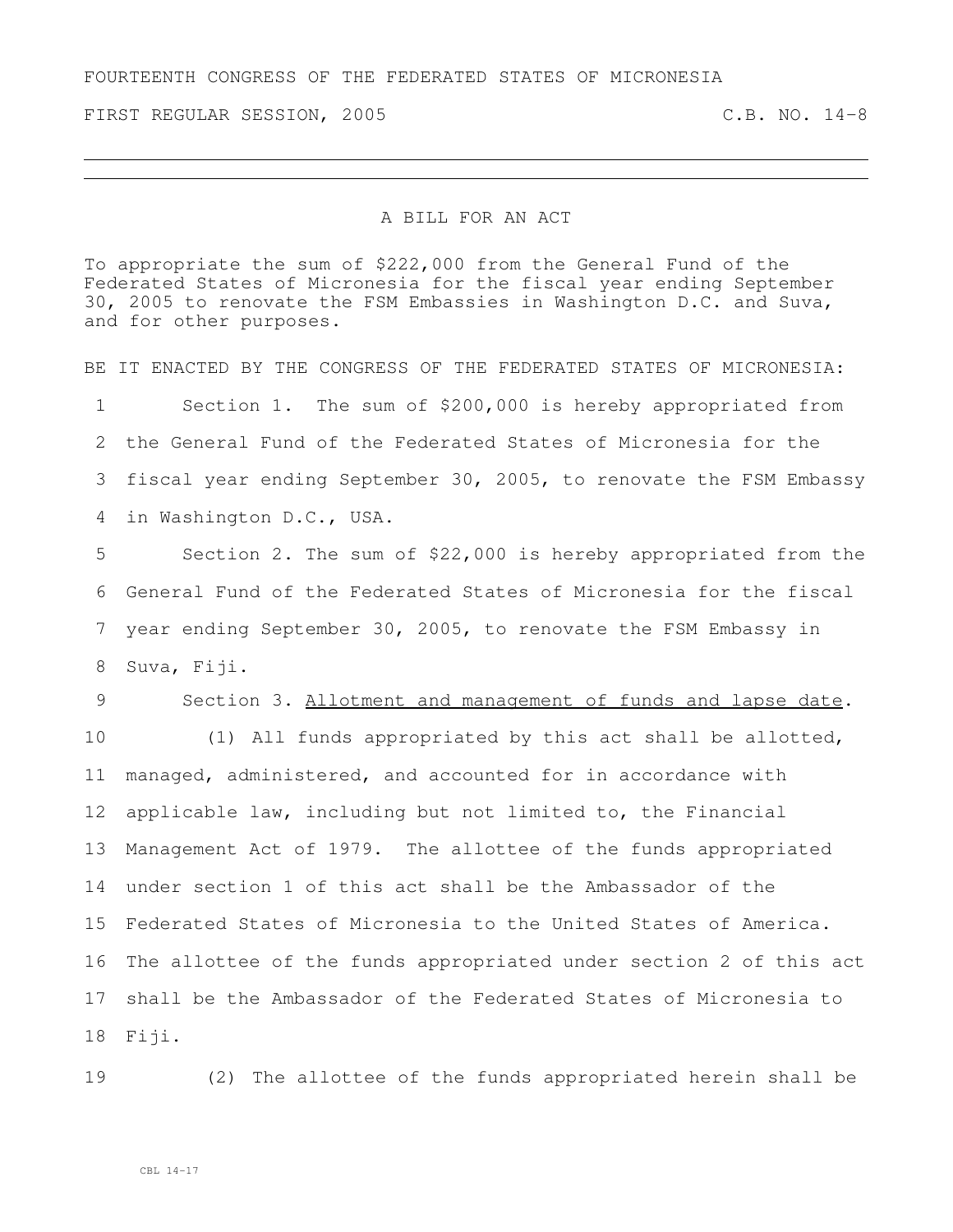FOURTEENTH CONGRESS OF THE FEDERATED STATES OF MICRONESIA

FIRST REGULAR SESSION, 2005 C.B. NO. 14-8

---

## A BILL FOR AN ACT

To appropriate the sum of $222,000 from the General Fund of the Federated States of Micronesia for the fiscal year ending September 30, 2005 to renovate the FSM Embassies in Washington D.C. and Suva, and for other purposes.

BE IT ENACTED BY THE CONGRESS OF THE FEDERATED STATES OF MICRONESIA:

1 Section 1. The sum of $200,000 is hereby appropriated from
2 the General Fund of the Federated States of Micronesia for the
3 fiscal year ending September 30, 2005, to renovate the FSM Embassy
4 in Washington D.C., USA.

5 Section 2. The sum of $22,000 is hereby appropriated from the
6 General Fund of the Federated States of Micronesia for the fiscal
7 year ending September 30, 2005, to renovate the FSM Embassy in
8 Suva, Fiji.

9 Section 3. Allotment and management of funds and lapse date.
10 (1) All funds appropriated by this act shall be allotted,
11 managed, administered, and accounted for in accordance with
12 applicable law, including but not limited to, the Financial
13 Management Act of 1979. The allottee of the funds appropriated
14 under section 1 of this act shall be the Ambassador of the
15 Federated States of Micronesia to the United States of America.
16 The allottee of the funds appropriated under section 2 of this act
17 shall be the Ambassador of the Federated States of Micronesia to
18 Fiji.

19 (2) The allottee of the funds appropriated herein shall be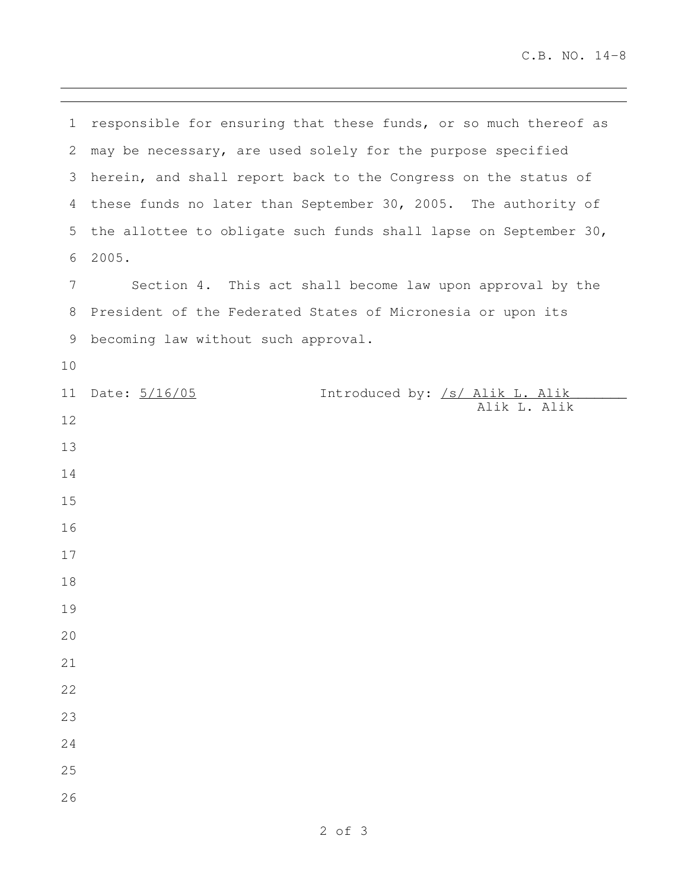responsible for ensuring that these funds, or so much thereof as may be necessary, are used solely for the purpose specified herein, and shall report back to the Congress on the status of these funds no later than September 30, 2005. The authority of the allottee to obligate such funds shall lapse on September 30, 2005.

Section 4. This act shall become law upon approval by the President of the Federated States of Micronesia or upon its becoming law without such approval.

Date: 5/16/05

Introduced by: /s/ Alik L. Alik
Alik L. Alik